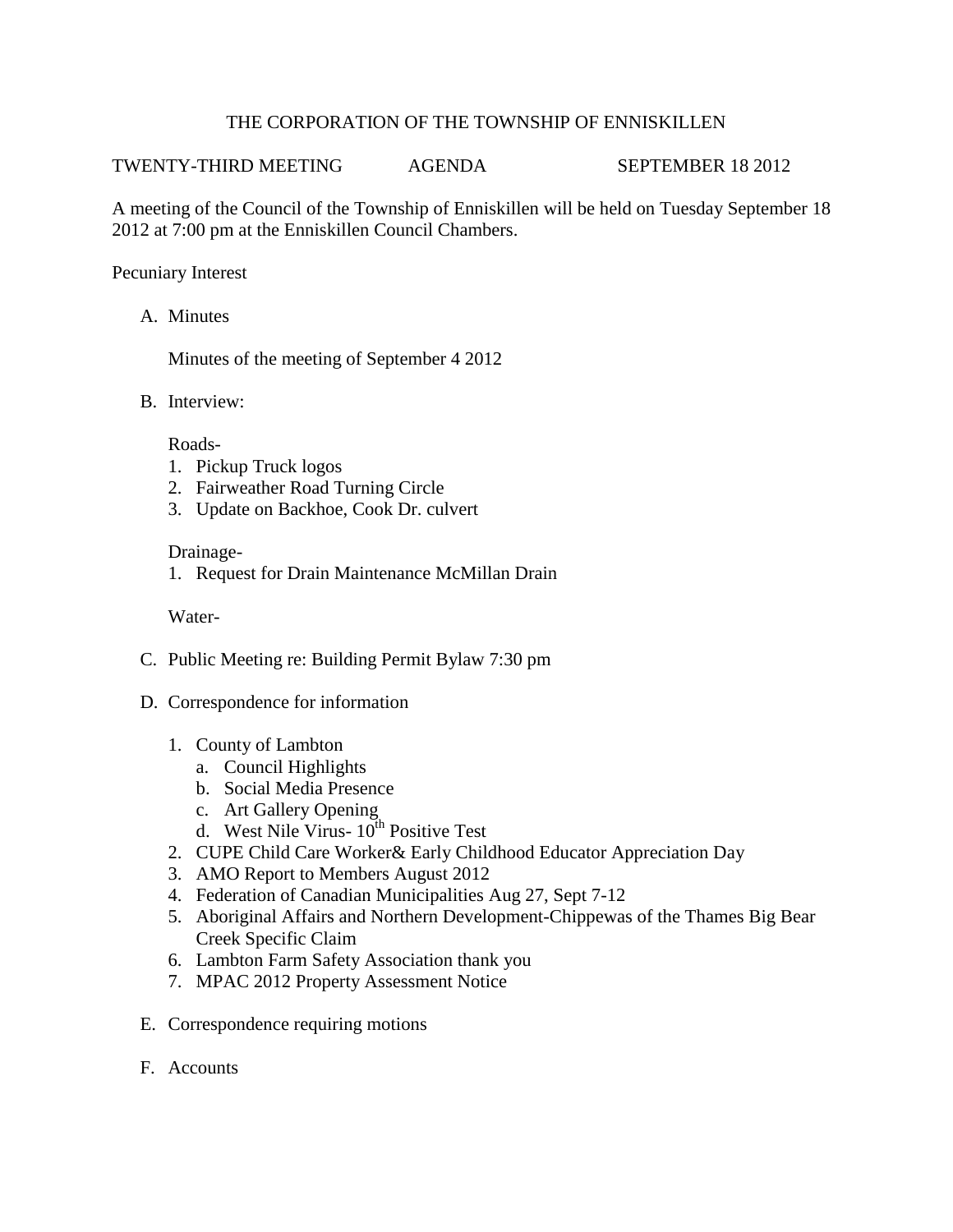# THE CORPORATION OF THE TOWNSHIP OF ENNISKILLEN

TWENTY-THIRD MEETING AGENDA SEPTEMBER 18 2012

A meeting of the Council of the Township of Enniskillen will be held on Tuesday September 18 2012 at 7:00 pm at the Enniskillen Council Chambers.

Pecuniary Interest

A. Minutes

   Minutes of the meeting of September 4 2012

B. Interview:

   Roads-
   1. Pickup Truck logos
   2. Fairweather Road Turning Circle
   3. Update on Backhoe, Cook Dr. culvert

   Drainage-
   1. Request for Drain Maintenance McMillan Drain

   Water-

C. Public Meeting re: Building Permit Bylaw 7:30 pm

D. Correspondence for information

   1. County of Lambton
      a. Council Highlights
      b. Social Media Presence
      c. Art Gallery Opening
      d. West Nile Virus- 10th Positive Test
   2. CUPE Child Care Worker& Early Childhood Educator Appreciation Day
   3. AMO Report to Members August 2012
   4. Federation of Canadian Municipalities Aug 27, Sept 7-12
   5. Aboriginal Affairs and Northern Development-Chippewas of the Thames Big Bear Creek Specific Claim
   6. Lambton Farm Safety Association thank you
   7. MPAC 2012 Property Assessment Notice

E. Correspondence requiring motions

F. Accounts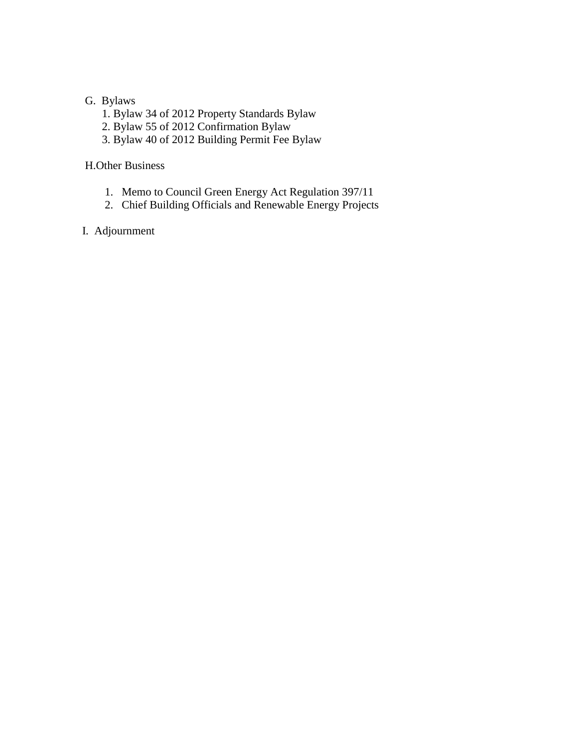G. Bylaws

1. Bylaw 34 of 2012 Property Standards Bylaw
2. Bylaw 55 of 2012 Confirmation Bylaw
3. Bylaw 40 of 2012 Building Permit Fee Bylaw

H.Other Business

1. Memo to Council Green Energy Act Regulation 397/11
2. Chief Building Officials and Renewable Energy Projects

I. Adjournment